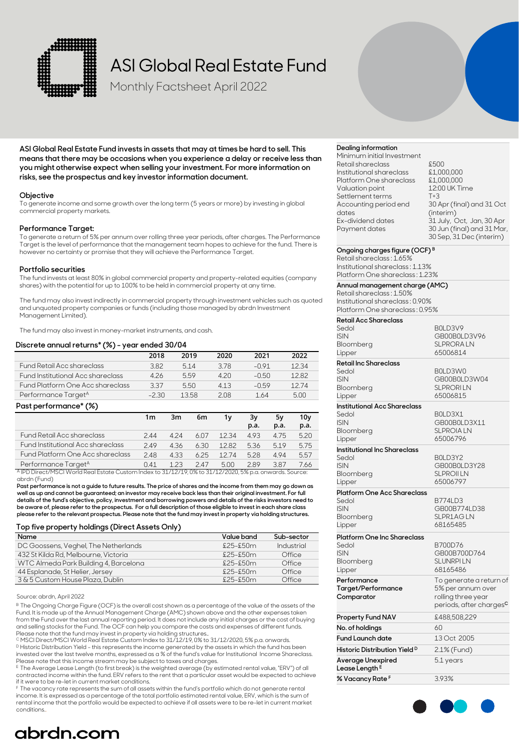# ASI Global Real Estate Fund

Monthly Factsheet April 2022

**ASI Global Real Estate Fund invests in assets that may at times be hard to sell. This means that there may be occasions when you experience a delay or receive less than you might otherwise expect when selling your investment. For more information on risks, see the prospectus and key investor information document.**

## Objective

To generate income and some growth over the long term (5 years or more) by investing in global commercial property markets.

## Performance Target:

To generate a return of 5% per annum over rolling three year periods, after charges. The Performance Target is the level of performance that the management team hopes to achieve for the fund. There is however no certainty or promise that they will achieve the Performance Target.

## Portfolio securities

The fund invests at least 80% in global commercial property and property-related equities (company shares) with the potential for up to 100% to be held in commercial property at any time.

The fund may also invest indirectly in commercial property through investment vehicles such as quoted and unquoted property companies or funds (including those managed by abrdn Investment Management Limited).

The fund may also invest in money-market instruments, and cash.

## Discrete annual returns* (%) - year ended 30/04

| | 2018 | 2019 | 2020 | 2021 | 2022 |
|---|---|---|---|---|---|
| Fund Retail Acc shareclass | 3.82 | 5.14 | 3.78 | -0.91 | 12.34 |
| Fund Institutional Acc shareclass | 4.26 | 5.59 | 4.20 | -0.50 | 12.82 |
| Fund Platform One Acc shareclass | 3.37 | 5.50 | 4.13 | -0.59 | 12.74 |
| Performance Target[A] | -2.30 | 13.58 | 2.08 | 1.64 | 5.00 |

## Past performance* (%)

| | 1m | 3m | 6m | 1y | 3y p.a. | 5y p.a. | 10y p.a. |
|---|---|---|---|---|---|---|---|
| Fund Retail Acc shareclass | 2.44 | 4.24 | 6.07 | 12.34 | 4.93 | 4.75 | 5.20 |
| Fund Institutional Acc shareclass | 2.49 | 4.36 | 6.30 | 12.82 | 5.36 | 5.19 | 5.75 |
| Fund Platform One Acc shareclass | 2.48 | 4.33 | 6.25 | 12.74 | 5.28 | 4.94 | 5.57 |
| Performance Target[A] | 0.41 | 1.23 | 2.47 | 5.00 | 2.89 | 3.87 | 7.66 |

[A] IPD Direct/MSCI World Real Estate Custom Index to 31/12/19, 0% to 31/12/2020, 5% p.a. onwards. Source: abrdn (Fund)

**Past performance is not a guide to future results. The price of shares and the income from them may go down as well as up and cannot be guaranteed; an investor may receive back less than their original investment. For full details of the fund's objective, policy, investment and borrowing powers and details of the risks investors need to be aware of, please refer to the prospectus. For a full description of those eligible to invest in each share class please refer to the relevant prospectus. Please note that the fund may invest in property via holding structures.**

## Top five property holdings (Direct Assets Only)

| Name | Value band | Sub-sector |
|---|---|---|
| DC Goossens, Veghel, The Netherlands | £25-£50m | Industrial |
| 432 St Kilda Rd, Melbourne, Victoria | £25-£50m | Office |
| WTC Almeda Park Building 4, Barcelona | £25-£50m | Office |
| 44 Esplanade, St Helier, Jersey | £25-£50m | Office |
| 3 & 5 Custom House Plaza, Dublin | £25-£50m | Office |

Source: abrdn, April 2022

[B] The Ongoing Charge Figure (OCF) is the overall cost shown as a percentage of the value of the assets of the Fund. It is made up of the Annual Management Charge (AMC) shown above and the other expenses taken from the Fund over the last annual reporting period. It does not include any initial charges or the cost of buying and selling stocks for the Fund. The OCF can help you compare the costs and expenses of different funds. Please note that the fund may invest in property via holding structures..

[C] MSCI Direct/MSCI World Real Estate Custom Index to 31/12/19, 0% to 31/12/2020, 5% p.a. onwards.

[D] Historic Distribution Yield - this represents the income generated by the assets in which the fund has been invested over the last twelve months, expressed as a % of the fund's value for Institutional Income Shareclass. Please note that this income stream may be subject to taxes and charges.

[E] The Average Lease Length (to first break) is the weighted average (by estimated rental value, "ERV") of all contracted income within the fund. ERV refers to the rent that a particular asset would be expected to achieve if it were to be re-let in current market conditions.

[F] The vacancy rate represents the sum of all assets within the fund's portfolio which do not generate rental income. It is expressed as a percentage of the total portfolio estimated rental value, ERV, which is the sum of rental income that the portfolio would be expected to achieve if all assets were to be re-let in current market conditions..

## Dealing information

| | |
|---|---|
| Minimum initial Investment | |
| Retail shareclass | £500 |
| Institutional shareclass | £1,000,000 |
| Platform One shareclass | £1,000,000 |
| Valuation point | 12:00 UK Time |
| Settlement terms | T+3 |
| Accounting period end dates | 30 Apr (final) and 31 Oct (interim) |
| Ex-dividend dates | 31 July, Oct, Jan, 30 Apr |
| Payment dates | 30 Jun (final) and 31 Mar, 30 Sep, 31 Dec (interim) |

## Ongoing charges figure (OCF)[B]

Retail shareclass : 1.65%
Institutional shareclass : 1.13%
Platform One shareclass : 1.23%

## Annual management charge (AMC)

Retail shareclass : 1.50%
Institutional shareclass : 0.90%
Platform One shareclass : 0.95%

## Retail Acc Shareclass

| | |
|---|---|
| Sedol | B0LD3V9 |
| ISIN | GB00B0LD3V96 |
| Bloomberg | SLPRORA LN |
| Lipper | 65006814 |

## Retail Inc Shareclass

| | |
|---|---|
| Sedol | B0LD3W0 |
| ISIN | GB00B0LD3W04 |
| Bloomberg | SLPRORI LN |
| Lipper | 65006815 |

## Institutional Acc Shareclass

| | |
|---|---|
| Sedol | B0LD3X1 |
| ISIN | GB00B0LD3X11 |
| Bloomberg | SLPROIA LN |
| Lipper | 65006796 |

## Institutional Inc Shareclass

| | |
|---|---|
| Sedol | B0LD3Y2 |
| ISIN | GB00B0LD3Y28 |
| Bloomberg | SLPROII LN |
| Lipper | 65006797 |

## Platform One Acc Shareclass

| | |
|---|---|
| Sedol | B774LD3 |
| ISIN | GB00B774LD38 |
| Bloomberg | SLPR1AG LN |
| Lipper | 68165485 |

## Platform One Inc Shareclass

| | |
|---|---|
| Sedol | B700D76 |
| ISIN | GB00B700D764 |
| Bloomberg | SLUNRPI LN |
| Lipper | 68165486 |

| | |
|---|---|
| **Performance Target/Performance Comparator** | To generate a return of 5% per annum over rolling three year periods, after charges[C] |
| **Property Fund NAV** | £488,508,229 |
| **No. of holdings** | 60 |
| **Fund Launch date** | 13 Oct 2005 |
| **Historic Distribution Yield[D]** | 2.1% (Fund) |
| **Average Unexpired Lease Length[E]** | 5.1 years |
| **% Vacancy Rate[F]** | 3.93% |

abrdn.com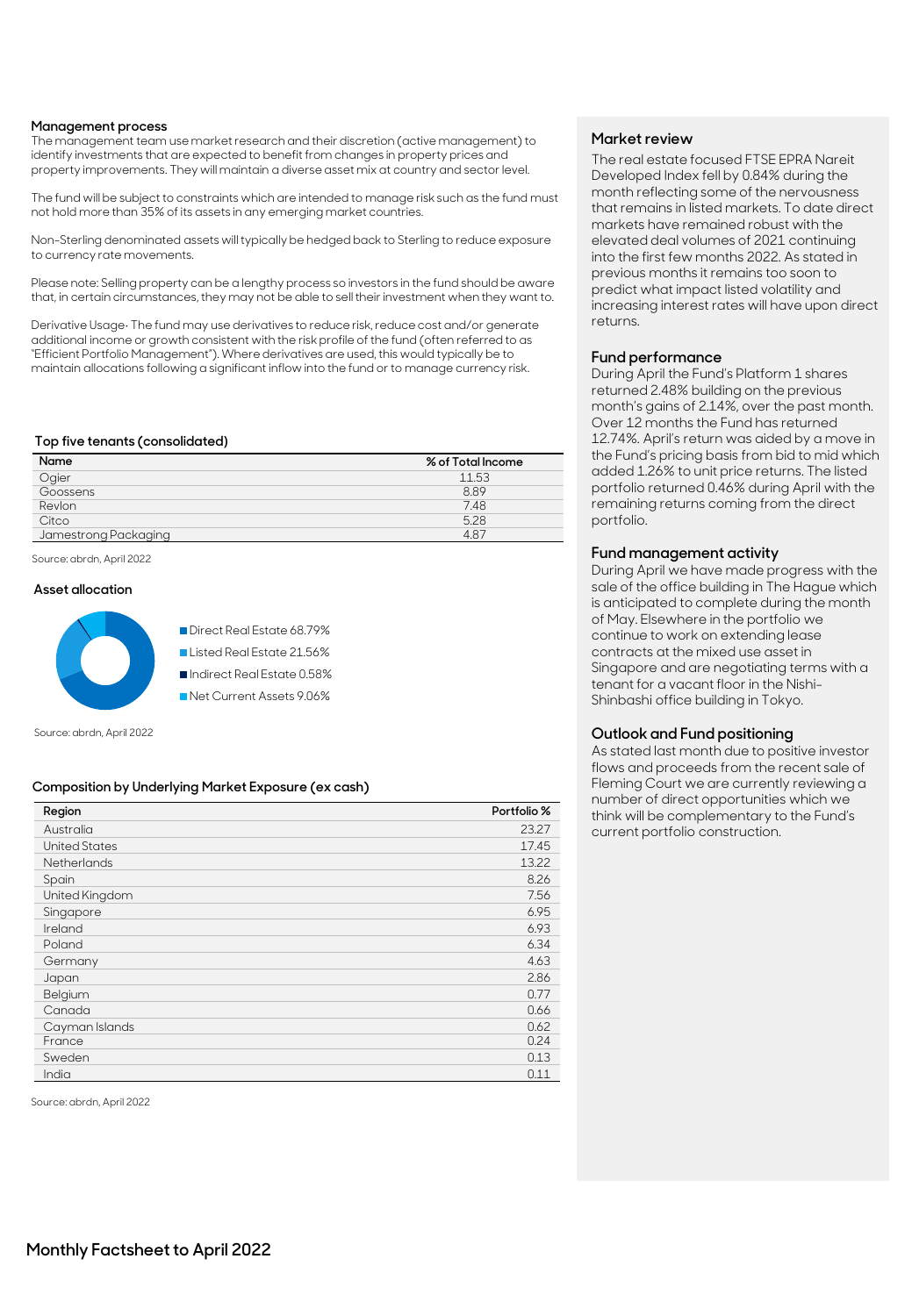## Management process

The management team use market research and their discretion (active management) to identify investments that are expected to benefit from changes in property prices and property improvements. They will maintain a diverse asset mix at country and sector level.

The fund will be subject to constraints which are intended to manage risk such as the fund must not hold more than 35% of its assets in any emerging market countries.

Non-Sterling denominated assets will typically be hedged back to Sterling to reduce exposure to currency rate movements.

Please note: Selling property can be a lengthy process so investors in the fund should be aware that, in certain circumstances, they may not be able to sell their investment when they want to.

Derivative Usage- The fund may use derivatives to reduce risk, reduce cost and/or generate additional income or growth consistent with the risk profile of the fund (often referred to as "Efficient Portfolio Management"). Where derivatives are used, this would typically be to maintain allocations following a significant inflow into the fund or to manage currency risk.

## Top five tenants (consolidated)

| Name | % of Total Income |
|---|---|
| Ogier | 11.53 |
| Goossens | 8.89 |
| Revlon | 7.48 |
| Citco | 5.28 |
| Jamestrong Packaging | 4.87 |

Source: abrdn, April 2022

## Asset allocation

- Direct Real Estate 68.79%
- Listed Real Estate 21.56%
- Indirect Real Estate 0.58%
- Net Current Assets 9.06%

Source: abrdn, April 2022

## Composition by Underlying Market Exposure (ex cash)

| Region | Portfolio % |
|---|---|
| Australia | 23.27 |
| United States | 17.45 |
| Netherlands | 13.22 |
| Spain | 8.26 |
| United Kingdom | 7.56 |
| Singapore | 6.95 |
| Ireland | 6.93 |
| Poland | 6.34 |
| Germany | 4.63 |
| Japan | 2.86 |
| Belgium | 0.77 |
| Canada | 0.66 |
| Cayman Islands | 0.62 |
| France | 0.24 |
| Sweden | 0.13 |
| India | 0.11 |

Source: abrdn, April 2022

## Market review

The real estate focused FTSE EPRA Nareit Developed Index fell by 0.84% during the month reflecting some of the nervousness that remains in listed markets. To date direct markets have remained robust with the elevated deal volumes of 2021 continuing into the first few months 2022. As stated in previous months it remains too soon to predict what impact listed volatility and increasing interest rates will have upon direct returns.

## Fund performance

During April the Fund's Platform 1 shares returned 2.48% building on the previous month's gains of 2.14%, over the past month. Over 12 months the Fund has returned 12.74%. April's return was aided by a move in the Fund's pricing basis from bid to mid which added 1.26% to unit price returns. The listed portfolio returned 0.46% during April with the remaining returns coming from the direct portfolio.

## Fund management activity

During April we have made progress with the sale of the office building in The Hague which is anticipated to complete during the month of May. Elsewhere in the portfolio we continue to work on extending lease contracts at the mixed use asset in Singapore and are negotiating terms with a tenant for a vacant floor in the Nishi-Shinbashi office building in Tokyo.

## Outlook and Fund positioning

As stated last month due to positive investor flows and proceeds from the recent sale of Fleming Court we are currently reviewing a number of direct opportunities which we think will be complementary to the Fund's current portfolio construction.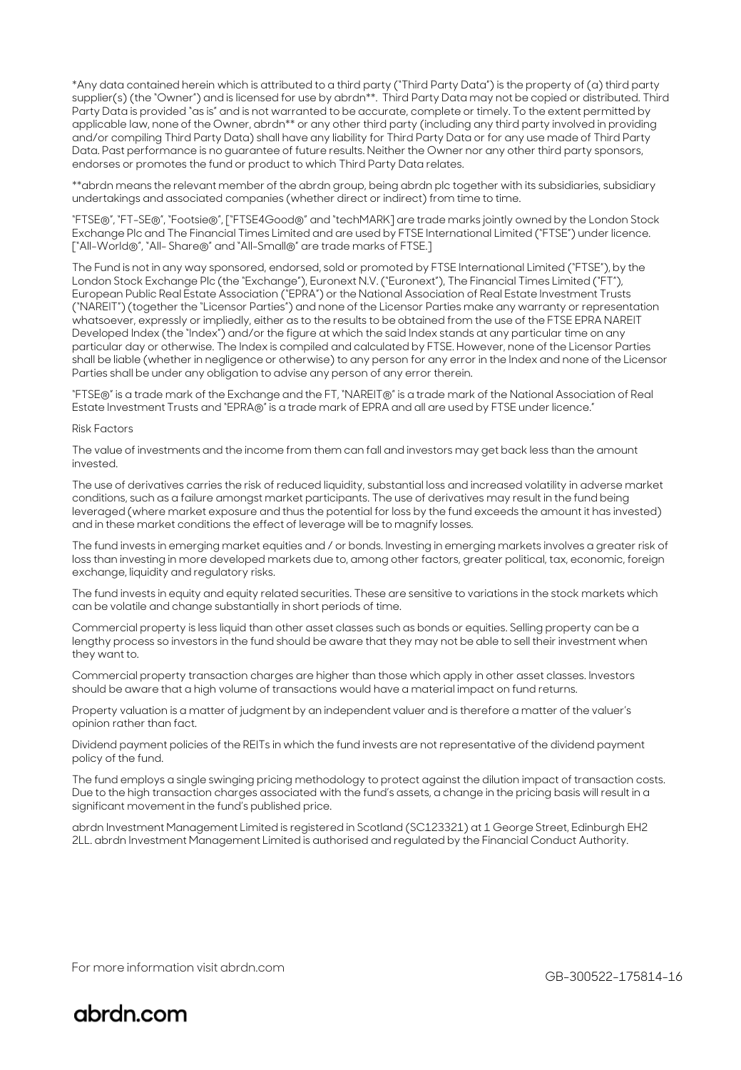*Any data contained herein which is attributed to a third party ("Third Party Data") is the property of (a) third party supplier(s) (the "Owner") and is licensed for use by abrdn**. Third Party Data may not be copied or distributed. Third Party Data is provided "as is" and is not warranted to be accurate, complete or timely. To the extent permitted by applicable law, none of the Owner, abrdn** or any other third party (including any third party involved in providing and/or compiling Third Party Data) shall have any liability for Third Party Data or for any use made of Third Party Data. Past performance is no guarantee of future results. Neither the Owner nor any other third party sponsors, endorses or promotes the fund or product to which Third Party Data relates.

**abrdn means the relevant member of the abrdn group, being abrdn plc together with its subsidiaries, subsidiary undertakings and associated companies (whether direct or indirect) from time to time.

"FTSE®", "FT-SE®", "Footsie®", ["FTSE4Good®" and "techMARK] are trade marks jointly owned by the London Stock Exchange Plc and The Financial Times Limited and are used by FTSE International Limited ("FTSE") under licence. ["All-World®", "All- Share®" and "All-Small®" are trade marks of FTSE.]

The Fund is not in any way sponsored, endorsed, sold or promoted by FTSE International Limited ("FTSE"), by the London Stock Exchange Plc (the "Exchange"), Euronext N.V. ("Euronext"), The Financial Times Limited ("FT"), European Public Real Estate Association ("EPRA") or the National Association of Real Estate Investment Trusts ("NAREIT") (together the "Licensor Parties") and none of the Licensor Parties make any warranty or representation whatsoever, expressly or impliedly, either as to the results to be obtained from the use of the FTSE EPRA NAREIT Developed Index (the "Index") and/or the figure at which the said Index stands at any particular time on any particular day or otherwise. The Index is compiled and calculated by FTSE. However, none of the Licensor Parties shall be liable (whether in negligence or otherwise) to any person for any error in the Index and none of the Licensor Parties shall be under any obligation to advise any person of any error therein.

"FTSE®" is a trade mark of the Exchange and the FT, "NAREIT®" is a trade mark of the National Association of Real Estate Investment Trusts and "EPRA®" is a trade mark of EPRA and all are used by FTSE under licence."

Risk Factors

The value of investments and the income from them can fall and investors may get back less than the amount invested.

The use of derivatives carries the risk of reduced liquidity, substantial loss and increased volatility in adverse market conditions, such as a failure amongst market participants. The use of derivatives may result in the fund being leveraged (where market exposure and thus the potential for loss by the fund exceeds the amount it has invested) and in these market conditions the effect of leverage will be to magnify losses.

The fund invests in emerging market equities and / or bonds. Investing in emerging markets involves a greater risk of loss than investing in more developed markets due to, among other factors, greater political, tax, economic, foreign exchange, liquidity and regulatory risks.

The fund invests in equity and equity related securities. These are sensitive to variations in the stock markets which can be volatile and change substantially in short periods of time.

Commercial property is less liquid than other asset classes such as bonds or equities. Selling property can be a lengthy process so investors in the fund should be aware that they may not be able to sell their investment when they want to.

Commercial property transaction charges are higher than those which apply in other asset classes. Investors should be aware that a high volume of transactions would have a material impact on fund returns.

Property valuation is a matter of judgment by an independent valuer and is therefore a matter of the valuer's opinion rather than fact.

Dividend payment policies of the REITs in which the fund invests are not representative of the dividend payment policy of the fund.

The fund employs a single swinging pricing methodology to protect against the dilution impact of transaction costs. Due to the high transaction charges associated with the fund's assets, a change in the pricing basis will result in a significant movement in the fund's published price.

abrdn Investment Management Limited is registered in Scotland (SC123321) at 1 George Street, Edinburgh EH2 2LL. abrdn Investment Management Limited is authorised and regulated by the Financial Conduct Authority.

For more information visit abrdn.com

GB-300522-175814-16

abrdn.com